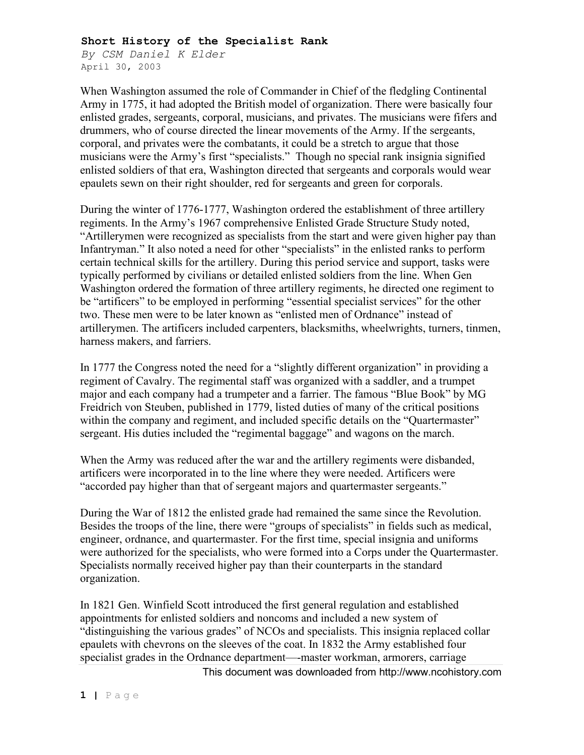**Short History of the Specialist Rank**

*By CSM Daniel K Elder*

April 30, 2003

When Washington assumed the role of Commander in Chief of the fledgling Continental Army in 1775, it had adopted the British model of organization. There were basically four enlisted grades, sergeants, corporal, musicians, and privates. The musicians were fifers and drummers, who of course directed the linear movements of the Army. If the sergeants, corporal, and privates were the combatants, it could be a stretch to argue that those musicians were the Army's first "specialists." Though no special rank insignia signified enlisted soldiers of that era, Washington directed that sergeants and corporals would wear epaulets sewn on their right shoulder, red for sergeants and green for corporals.

During the winter of 1776-1777, Washington ordered the establishment of three artillery regiments. In the Army's 1967 comprehensive Enlisted Grade Structure Study noted, "Artillerymen were recognized as specialists from the start and were given higher pay than Infantryman." It also noted a need for other "specialists" in the enlisted ranks to perform certain technical skills for the artillery. During this period service and support, tasks were typically performed by civilians or detailed enlisted soldiers from the line. When Gen Washington ordered the formation of three artillery regiments, he directed one regiment to be "artificers" to be employed in performing "essential specialist services" for the other two. These men were to be later known as "enlisted men of Ordnance" instead of artillerymen. The artificers included carpenters, blacksmiths, wheelwrights, turners, tinmen, harness makers, and farriers.

In 1777 the Congress noted the need for a "slightly different organization" in providing a regiment of Cavalry. The regimental staff was organized with a saddler, and a trumpet major and each company had a trumpeter and a farrier. The famous "Blue Book" by MG Freidrich von Steuben, published in 1779, listed duties of many of the critical positions within the company and regiment, and included specific details on the "Quartermaster" sergeant. His duties included the "regimental baggage" and wagons on the march.

When the Army was reduced after the war and the artillery regiments were disbanded, artificers were incorporated in to the line where they were needed. Artificers were "accorded pay higher than that of sergeant majors and quartermaster sergeants."

During the War of 1812 the enlisted grade had remained the same since the Revolution. Besides the troops of the line, there were "groups of specialists" in fields such as medical, engineer, ordnance, and quartermaster. For the first time, special insignia and uniforms were authorized for the specialists, who were formed into a Corps under the Quartermaster. Specialists normally received higher pay than their counterparts in the standard organization.

In 1821 Gen. Winfield Scott introduced the first general regulation and established appointments for enlisted soldiers and noncoms and included a new system of "distinguishing the various grades" of NCOs and specialists. This insignia replaced collar epaulets with chevrons on the sleeves of the coat. In 1832 the Army established four specialist grades in the Ordnance department—-master workman, armorers, carriage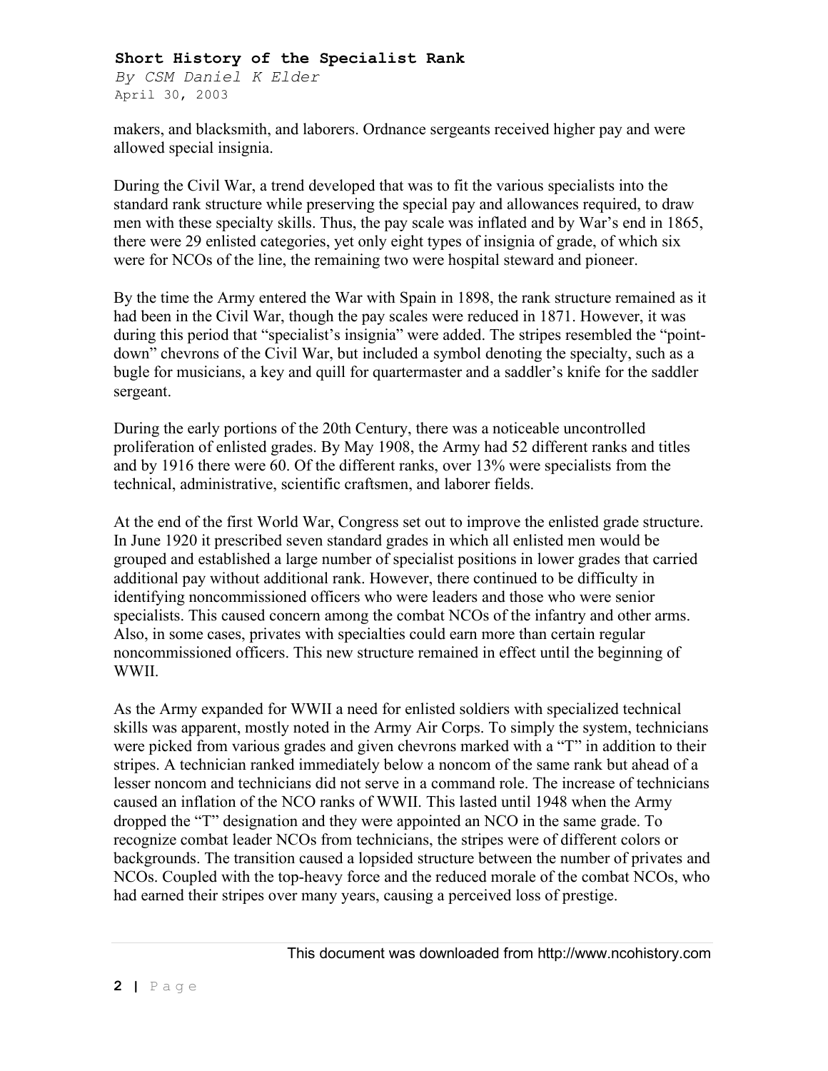makers, and blacksmith, and laborers. Ordnance sergeants received higher pay and were allowed special insignia.

During the Civil War, a trend developed that was to fit the various specialists into the standard rank structure while preserving the special pay and allowances required, to draw men with these specialty skills. Thus, the pay scale was inflated and by War's end in 1865, there were 29 enlisted categories, yet only eight types of insignia of grade, of which six were for NCOs of the line, the remaining two were hospital steward and pioneer.

By the time the Army entered the War with Spain in 1898, the rank structure remained as it had been in the Civil War, though the pay scales were reduced in 1871. However, it was during this period that "specialist's insignia" were added. The stripes resembled the "point-down" chevrons of the Civil War, but included a symbol denoting the specialty, such as a bugle for musicians, a key and quill for quartermaster and a saddler's knife for the saddler sergeant.

During the early portions of the 20th Century, there was a noticeable uncontrolled proliferation of enlisted grades. By May 1908, the Army had 52 different ranks and titles and by 1916 there were 60. Of the different ranks, over 13% were specialists from the technical, administrative, scientific craftsmen, and laborer fields.

At the end of the first World War, Congress set out to improve the enlisted grade structure. In June 1920 it prescribed seven standard grades in which all enlisted men would be grouped and established a large number of specialist positions in lower grades that carried additional pay without additional rank. However, there continued to be difficulty in identifying noncommissioned officers who were leaders and those who were senior specialists. This caused concern among the combat NCOs of the infantry and other arms. Also, in some cases, privates with specialties could earn more than certain regular noncommissioned officers. This new structure remained in effect until the beginning of WWII.

As the Army expanded for WWII a need for enlisted soldiers with specialized technical skills was apparent, mostly noted in the Army Air Corps. To simply the system, technicians were picked from various grades and given chevrons marked with a "T" in addition to their stripes. A technician ranked immediately below a noncom of the same rank but ahead of a lesser noncom and technicians did not serve in a command role. The increase of technicians caused an inflation of the NCO ranks of WWII. This lasted until 1948 when the Army dropped the "T" designation and they were appointed an NCO in the same grade. To recognize combat leader NCOs from technicians, the stripes were of different colors or backgrounds. The transition caused a lopsided structure between the number of privates and NCOs. Coupled with the top-heavy force and the reduced morale of the combat NCOs, who had earned their stripes over many years, causing a perceived loss of prestige.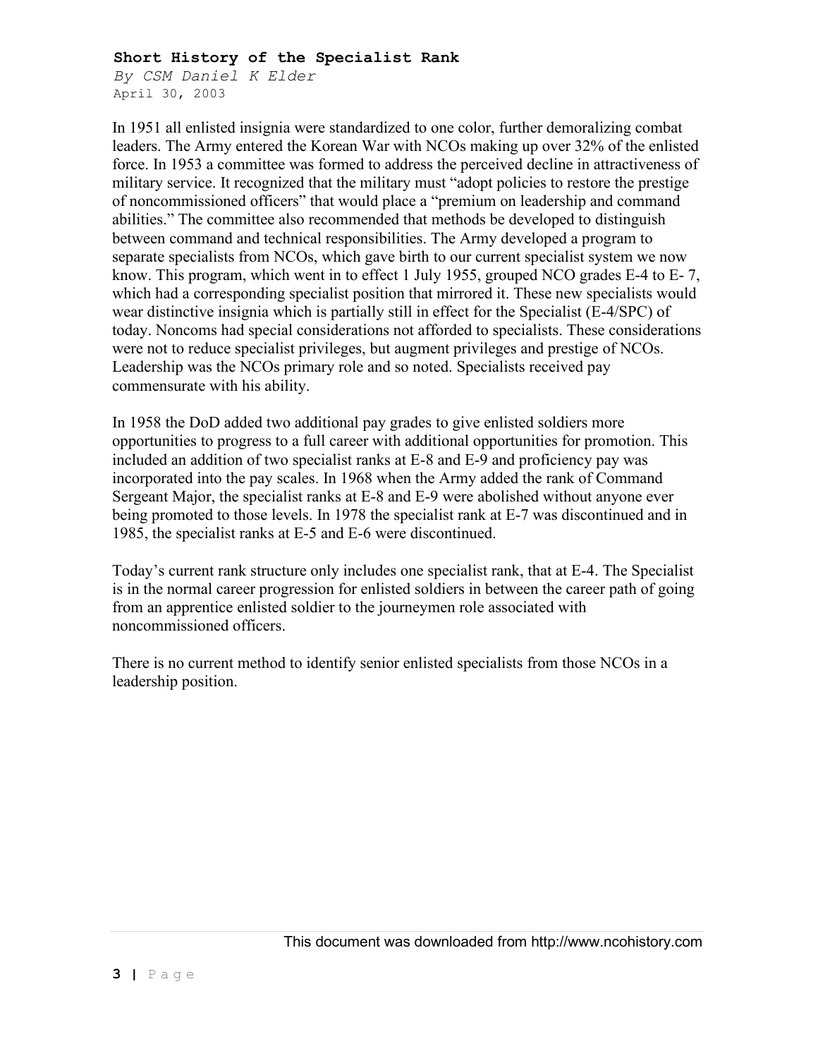In 1951 all enlisted insignia were standardized to one color, further demoralizing combat leaders. The Army entered the Korean War with NCOs making up over 32% of the enlisted force. In 1953 a committee was formed to address the perceived decline in attractiveness of military service. It recognized that the military must "adopt policies to restore the prestige of noncommissioned officers" that would place a "premium on leadership and command abilities." The committee also recommended that methods be developed to distinguish between command and technical responsibilities. The Army developed a program to separate specialists from NCOs, which gave birth to our current specialist system we now know. This program, which went in to effect 1 July 1955, grouped NCO grades E-4 to E- 7, which had a corresponding specialist position that mirrored it. These new specialists would wear distinctive insignia which is partially still in effect for the Specialist (E-4/SPC) of today. Noncoms had special considerations not afforded to specialists. These considerations were not to reduce specialist privileges, but augment privileges and prestige of NCOs. Leadership was the NCOs primary role and so noted. Specialists received pay commensurate with his ability.

In 1958 the DoD added two additional pay grades to give enlisted soldiers more opportunities to progress to a full career with additional opportunities for promotion. This included an addition of two specialist ranks at E-8 and E-9 and proficiency pay was incorporated into the pay scales. In 1968 when the Army added the rank of Command Sergeant Major, the specialist ranks at E-8 and E-9 were abolished without anyone ever being promoted to those levels. In 1978 the specialist rank at E-7 was discontinued and in 1985, the specialist ranks at E-5 and E-6 were discontinued.

Today's current rank structure only includes one specialist rank, that at E-4. The Specialist is in the normal career progression for enlisted soldiers in between the career path of going from an apprentice enlisted soldier to the journeymen role associated with noncommissioned officers.

There is no current method to identify senior enlisted specialists from those NCOs in a leadership position.